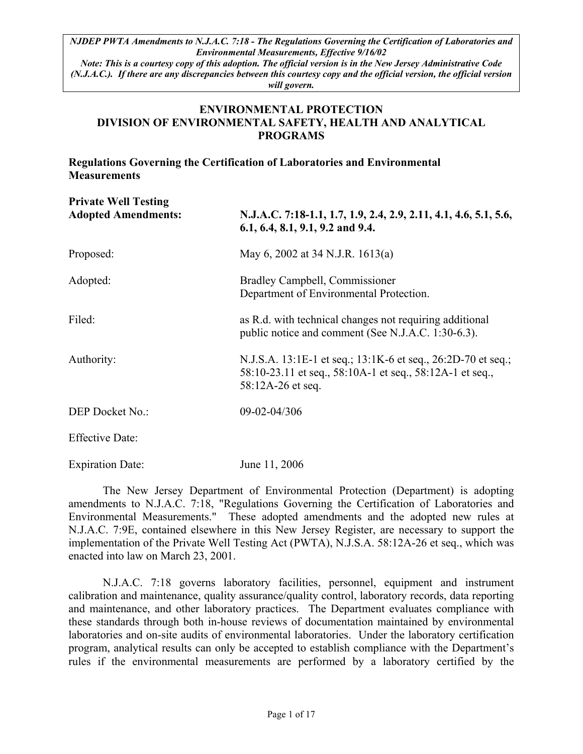*NJDEP PWTA Amendments to N.J.A.C. 7:18 - The Regulations Governing the Certification of Laboratories and Environmental Measurements, Effective 9/16/02*
*Note: This is a courtesy copy of this adoption. The official version is in the New Jersey Administrative Code (N.J.A.C.). If there are any discrepancies between this courtesy copy and the official version, the official version will govern.*

# ENVIRONMENTAL PROTECTION
# DIVISION OF ENVIRONMENTAL SAFETY, HEALTH AND ANALYTICAL PROGRAMS

**Regulations Governing the Certification of Laboratories and Environmental Measurements**

**Private Well Testing Adopted Amendments:** **N.J.A.C. 7:18-1.1, 1.7, 1.9, 2.4, 2.9, 2.11, 4.1, 4.6, 5.1, 5.6, 6.1, 6.4, 8.1, 9.1, 9.2 and 9.4.**

Proposed: May 6, 2002 at 34 N.J.R. 1613(a)

Adopted: Bradley Campbell, Commissioner
Department of Environmental Protection.

Filed: as R.d. with technical changes not requiring additional public notice and comment (See N.J.A.C. 1:30-6.3).

Authority: N.J.S.A. 13:1E-1 et seq.; 13:1K-6 et seq., 26:2D-70 et seq.; 58:10-23.11 et seq., 58:10A-1 et seq., 58:12A-1 et seq., 58:12A-26 et seq.

DEP Docket No.: 09-02-04/306

Effective Date:

Expiration Date: June 11, 2006

The New Jersey Department of Environmental Protection (Department) is adopting amendments to N.J.A.C. 7:18, "Regulations Governing the Certification of Laboratories and Environmental Measurements." These adopted amendments and the adopted new rules at N.J.A.C. 7:9E, contained elsewhere in this New Jersey Register, are necessary to support the implementation of the Private Well Testing Act (PWTA), N.J.S.A. 58:12A-26 et seq., which was enacted into law on March 23, 2001.

N.J.A.C. 7:18 governs laboratory facilities, personnel, equipment and instrument calibration and maintenance, quality assurance/quality control, laboratory records, data reporting and maintenance, and other laboratory practices. The Department evaluates compliance with these standards through both in-house reviews of documentation maintained by environmental laboratories and on-site audits of environmental laboratories. Under the laboratory certification program, analytical results can only be accepted to establish compliance with the Department's rules if the environmental measurements are performed by a laboratory certified by the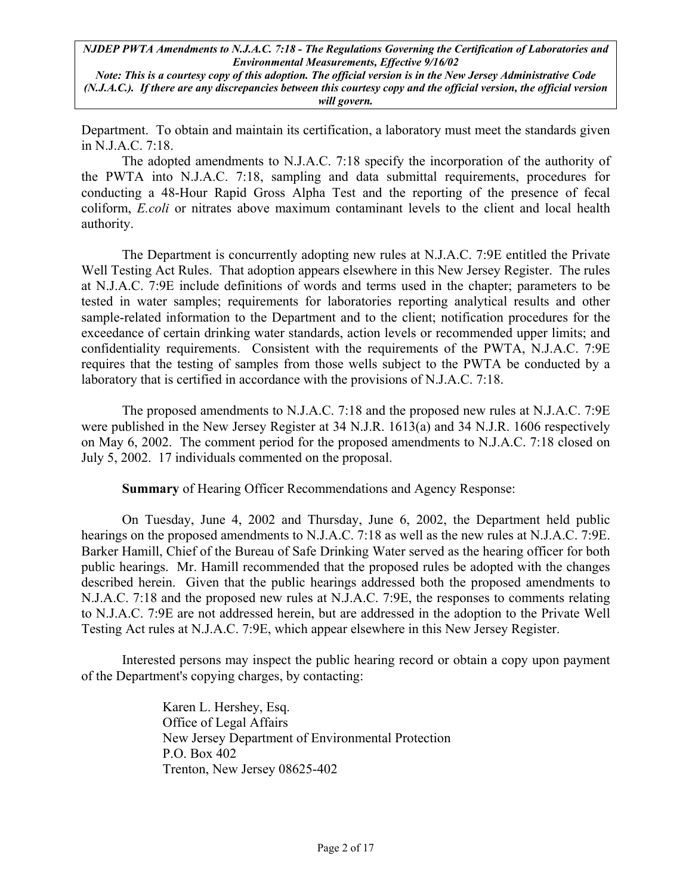Department. To obtain and maintain its certification, a laboratory must meet the standards given in N.J.A.C. 7:18.

The adopted amendments to N.J.A.C. 7:18 specify the incorporation of the authority of the PWTA into N.J.A.C. 7:18, sampling and data submittal requirements, procedures for conducting a 48-Hour Rapid Gross Alpha Test and the reporting of the presence of fecal coliform, *E.coli* or nitrates above maximum contaminant levels to the client and local health authority.

The Department is concurrently adopting new rules at N.J.A.C. 7:9E entitled the Private Well Testing Act Rules. That adoption appears elsewhere in this New Jersey Register. The rules at N.J.A.C. 7:9E include definitions of words and terms used in the chapter; parameters to be tested in water samples; requirements for laboratories reporting analytical results and other sample-related information to the Department and to the client; notification procedures for the exceedance of certain drinking water standards, action levels or recommended upper limits; and confidentiality requirements. Consistent with the requirements of the PWTA, N.J.A.C. 7:9E requires that the testing of samples from those wells subject to the PWTA be conducted by a laboratory that is certified in accordance with the provisions of N.J.A.C. 7:18.

The proposed amendments to N.J.A.C. 7:18 and the proposed new rules at N.J.A.C. 7:9E were published in the New Jersey Register at 34 N.J.R. 1613(a) and 34 N.J.R. 1606 respectively on May 6, 2002. The comment period for the proposed amendments to N.J.A.C. 7:18 closed on July 5, 2002. 17 individuals commented on the proposal.

**Summary** of Hearing Officer Recommendations and Agency Response:

On Tuesday, June 4, 2002 and Thursday, June 6, 2002, the Department held public hearings on the proposed amendments to N.J.A.C. 7:18 as well as the new rules at N.J.A.C. 7:9E. Barker Hamill, Chief of the Bureau of Safe Drinking Water served as the hearing officer for both public hearings. Mr. Hamill recommended that the proposed rules be adopted with the changes described herein. Given that the public hearings addressed both the proposed amendments to N.J.A.C. 7:18 and the proposed new rules at N.J.A.C. 7:9E, the responses to comments relating to N.J.A.C. 7:9E are not addressed herein, but are addressed in the adoption to the Private Well Testing Act rules at N.J.A.C. 7:9E, which appear elsewhere in this New Jersey Register.

Interested persons may inspect the public hearing record or obtain a copy upon payment of the Department's copying charges, by contacting:

Karen L. Hershey, Esq.  
Office of Legal Affairs  
New Jersey Department of Environmental Protection  
P.O. Box 402  
Trenton, New Jersey 08625-402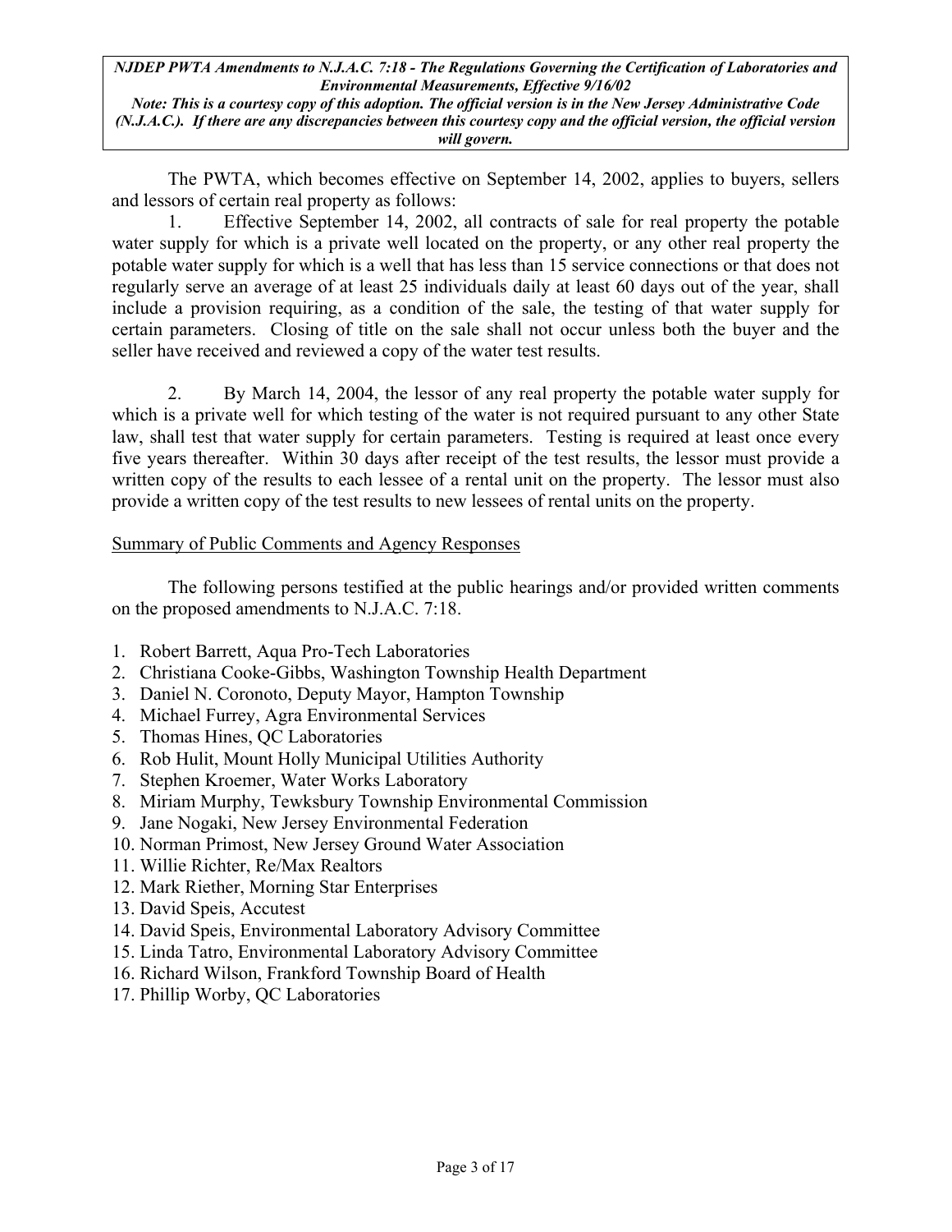The PWTA, which becomes effective on September 14, 2002, applies to buyers, sellers and lessors of certain real property as follows:

1. Effective September 14, 2002, all contracts of sale for real property the potable water supply for which is a private well located on the property, or any other real property the potable water supply for which is a well that has less than 15 service connections or that does not regularly serve an average of at least 25 individuals daily at least 60 days out of the year, shall include a provision requiring, as a condition of the sale, the testing of that water supply for certain parameters. Closing of title on the sale shall not occur unless both the buyer and the seller have received and reviewed a copy of the water test results.

2. By March 14, 2004, the lessor of any real property the potable water supply for which is a private well for which testing of the water is not required pursuant to any other State law, shall test that water supply for certain parameters. Testing is required at least once every five years thereafter. Within 30 days after receipt of the test results, the lessor must provide a written copy of the results to each lessee of a rental unit on the property. The lessor must also provide a written copy of the test results to new lessees of rental units on the property.

## Summary of Public Comments and Agency Responses

The following persons testified at the public hearings and/or provided written comments on the proposed amendments to N.J.A.C. 7:18.

1. Robert Barrett, Aqua Pro-Tech Laboratories
2. Christiana Cooke-Gibbs, Washington Township Health Department
3. Daniel N. Coronoto, Deputy Mayor, Hampton Township
4. Michael Furrey, Agra Environmental Services
5. Thomas Hines, QC Laboratories
6. Rob Hulit, Mount Holly Municipal Utilities Authority
7. Stephen Kroemer, Water Works Laboratory
8. Miriam Murphy, Tewksbury Township Environmental Commission
9. Jane Nogaki, New Jersey Environmental Federation
10. Norman Primost, New Jersey Ground Water Association
11. Willie Richter, Re/Max Realtors
12. Mark Riether, Morning Star Enterprises
13. David Speis, Accutest
14. David Speis, Environmental Laboratory Advisory Committee
15. Linda Tatro, Environmental Laboratory Advisory Committee
16. Richard Wilson, Frankford Township Board of Health
17. Phillip Worby, QC Laboratories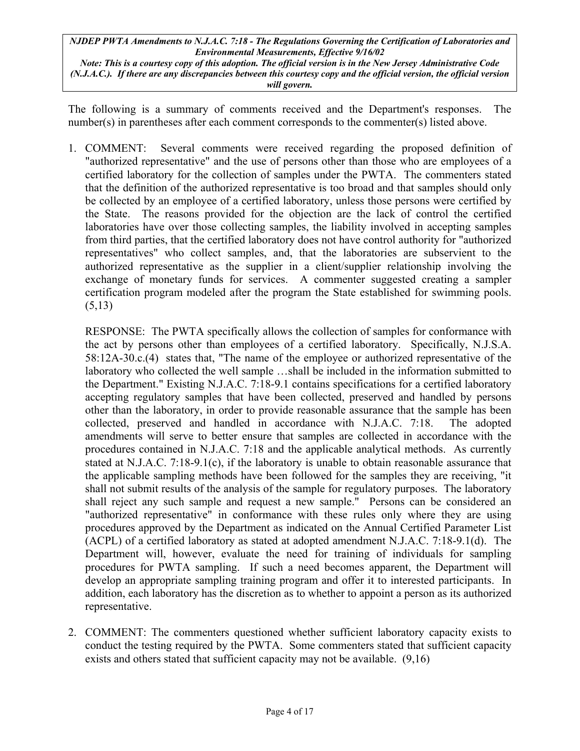The following is a summary of comments received and the Department's responses. The number(s) in parentheses after each comment corresponds to the commenter(s) listed above.

1. COMMENT: Several comments were received regarding the proposed definition of "authorized representative" and the use of persons other than those who are employees of a certified laboratory for the collection of samples under the PWTA. The commenters stated that the definition of the authorized representative is too broad and that samples should only be collected by an employee of a certified laboratory, unless those persons were certified by the State. The reasons provided for the objection are the lack of control the certified laboratories have over those collecting samples, the liability involved in accepting samples from third parties, that the certified laboratory does not have control authority for "authorized representatives" who collect samples, and, that the laboratories are subservient to the authorized representative as the supplier in a client/supplier relationship involving the exchange of monetary funds for services. A commenter suggested creating a sampler certification program modeled after the program the State established for swimming pools. (5,13)

   RESPONSE: The PWTA specifically allows the collection of samples for conformance with the act by persons other than employees of a certified laboratory. Specifically, N.J.S.A. 58:12A-30.c.(4) states that, "The name of the employee or authorized representative of the laboratory who collected the well sample …shall be included in the information submitted to the Department." Existing N.J.A.C. 7:18-9.1 contains specifications for a certified laboratory accepting regulatory samples that have been collected, preserved and handled by persons other than the laboratory, in order to provide reasonable assurance that the sample has been collected, preserved and handled in accordance with N.J.A.C. 7:18. The adopted amendments will serve to better ensure that samples are collected in accordance with the procedures contained in N.J.A.C. 7:18 and the applicable analytical methods. As currently stated at N.J.A.C. 7:18-9.1(c), if the laboratory is unable to obtain reasonable assurance that the applicable sampling methods have been followed for the samples they are receiving, "it shall not submit results of the analysis of the sample for regulatory purposes. The laboratory shall reject any such sample and request a new sample." Persons can be considered an "authorized representative" in conformance with these rules only where they are using procedures approved by the Department as indicated on the Annual Certified Parameter List (ACPL) of a certified laboratory as stated at adopted amendment N.J.A.C. 7:18-9.1(d). The Department will, however, evaluate the need for training of individuals for sampling procedures for PWTA sampling. If such a need becomes apparent, the Department will develop an appropriate sampling training program and offer it to interested participants. In addition, each laboratory has the discretion as to whether to appoint a person as its authorized representative.

2. COMMENT: The commenters questioned whether sufficient laboratory capacity exists to conduct the testing required by the PWTA. Some commenters stated that sufficient capacity exists and others stated that sufficient capacity may not be available. (9,16)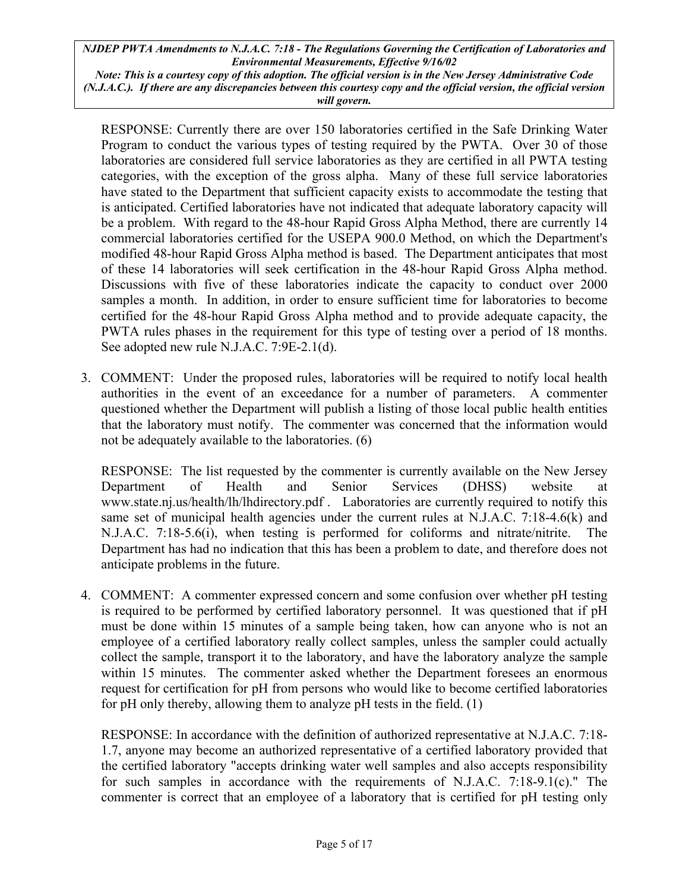RESPONSE: Currently there are over 150 laboratories certified in the Safe Drinking Water Program to conduct the various types of testing required by the PWTA. Over 30 of those laboratories are considered full service laboratories as they are certified in all PWTA testing categories, with the exception of the gross alpha. Many of these full service laboratories have stated to the Department that sufficient capacity exists to accommodate the testing that is anticipated. Certified laboratories have not indicated that adequate laboratory capacity will be a problem. With regard to the 48-hour Rapid Gross Alpha Method, there are currently 14 commercial laboratories certified for the USEPA 900.0 Method, on which the Department's modified 48-hour Rapid Gross Alpha method is based. The Department anticipates that most of these 14 laboratories will seek certification in the 48-hour Rapid Gross Alpha method. Discussions with five of these laboratories indicate the capacity to conduct over 2000 samples a month. In addition, in order to ensure sufficient time for laboratories to become certified for the 48-hour Rapid Gross Alpha method and to provide adequate capacity, the PWTA rules phases in the requirement for this type of testing over a period of 18 months. See adopted new rule N.J.A.C. 7:9E-2.1(d).

3. COMMENT: Under the proposed rules, laboratories will be required to notify local health authorities in the event of an exceedance for a number of parameters. A commenter questioned whether the Department will publish a listing of those local public health entities that the laboratory must notify. The commenter was concerned that the information would not be adequately available to the laboratories. (6)

   RESPONSE: The list requested by the commenter is currently available on the New Jersey Department of Health and Senior Services (DHSS) website at www.state.nj.us/health/lh/lhdirectory.pdf . Laboratories are currently required to notify this same set of municipal health agencies under the current rules at N.J.A.C. 7:18-4.6(k) and N.J.A.C. 7:18-5.6(i), when testing is performed for coliforms and nitrate/nitrite. The Department has had no indication that this has been a problem to date, and therefore does not anticipate problems in the future.

4. COMMENT: A commenter expressed concern and some confusion over whether pH testing is required to be performed by certified laboratory personnel. It was questioned that if pH must be done within 15 minutes of a sample being taken, how can anyone who is not an employee of a certified laboratory really collect samples, unless the sampler could actually collect the sample, transport it to the laboratory, and have the laboratory analyze the sample within 15 minutes. The commenter asked whether the Department foresees an enormous request for certification for pH from persons who would like to become certified laboratories for pH only thereby, allowing them to analyze pH tests in the field. (1)

   RESPONSE: In accordance with the definition of authorized representative at N.J.A.C. 7:18-1.7, anyone may become an authorized representative of a certified laboratory provided that the certified laboratory "accepts drinking water well samples and also accepts responsibility for such samples in accordance with the requirements of N.J.A.C. 7:18-9.1(c)." The commenter is correct that an employee of a laboratory that is certified for pH testing only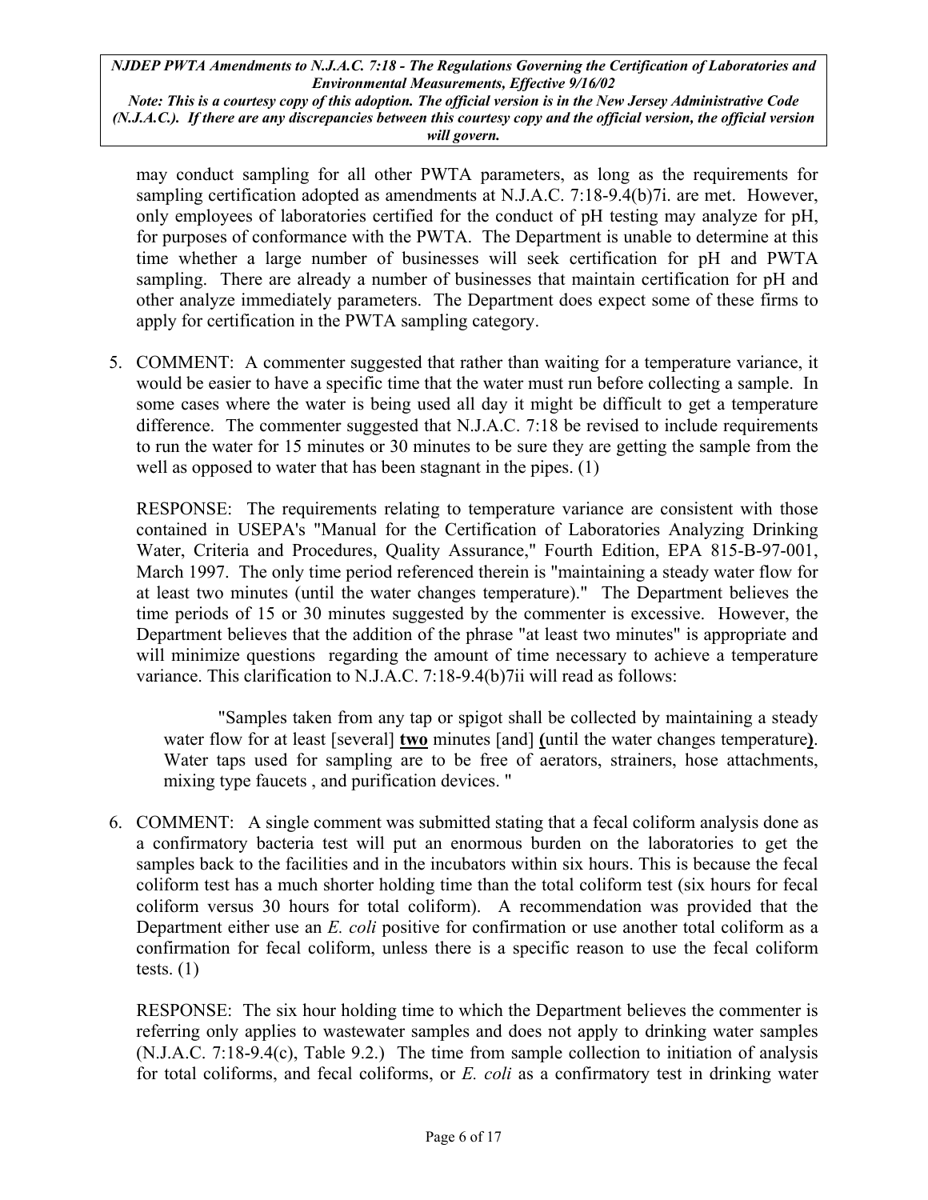may conduct sampling for all other PWTA parameters, as long as the requirements for sampling certification adopted as amendments at N.J.A.C. 7:18-9.4(b)7i. are met. However, only employees of laboratories certified for the conduct of pH testing may analyze for pH, for purposes of conformance with the PWTA. The Department is unable to determine at this time whether a large number of businesses will seek certification for pH and PWTA sampling. There are already a number of businesses that maintain certification for pH and other analyze immediately parameters. The Department does expect some of these firms to apply for certification in the PWTA sampling category.

5. COMMENT: A commenter suggested that rather than waiting for a temperature variance, it would be easier to have a specific time that the water must run before collecting a sample. In some cases where the water is being used all day it might be difficult to get a temperature difference. The commenter suggested that N.J.A.C. 7:18 be revised to include requirements to run the water for 15 minutes or 30 minutes to be sure they are getting the sample from the well as opposed to water that has been stagnant in the pipes. (1)

   RESPONSE: The requirements relating to temperature variance are consistent with those contained in USEPA's "Manual for the Certification of Laboratories Analyzing Drinking Water, Criteria and Procedures, Quality Assurance," Fourth Edition, EPA 815-B-97-001, March 1997. The only time period referenced therein is "maintaining a steady water flow for at least two minutes (until the water changes temperature)." The Department believes the time periods of 15 or 30 minutes suggested by the commenter is excessive. However, the Department believes that the addition of the phrase "at least two minutes" is appropriate and will minimize questions regarding the amount of time necessary to achieve a temperature variance. This clarification to N.J.A.C. 7:18-9.4(b)7ii will read as follows:

   "Samples taken from any tap or spigot shall be collected by maintaining a steady water flow for at least [several] **two** minutes [and] **(**until the water changes temperature**)**. Water taps used for sampling are to be free of aerators, strainers, hose attachments, mixing type faucets , and purification devices. "

6. COMMENT: A single comment was submitted stating that a fecal coliform analysis done as a confirmatory bacteria test will put an enormous burden on the laboratories to get the samples back to the facilities and in the incubators within six hours. This is because the fecal coliform test has a much shorter holding time than the total coliform test (six hours for fecal coliform versus 30 hours for total coliform). A recommendation was provided that the Department either use an *E. coli* positive for confirmation or use another total coliform as a confirmation for fecal coliform, unless there is a specific reason to use the fecal coliform tests. (1)

   RESPONSE: The six hour holding time to which the Department believes the commenter is referring only applies to wastewater samples and does not apply to drinking water samples (N.J.A.C. 7:18-9.4(c), Table 9.2.) The time from sample collection to initiation of analysis for total coliforms, and fecal coliforms, or *E. coli* as a confirmatory test in drinking water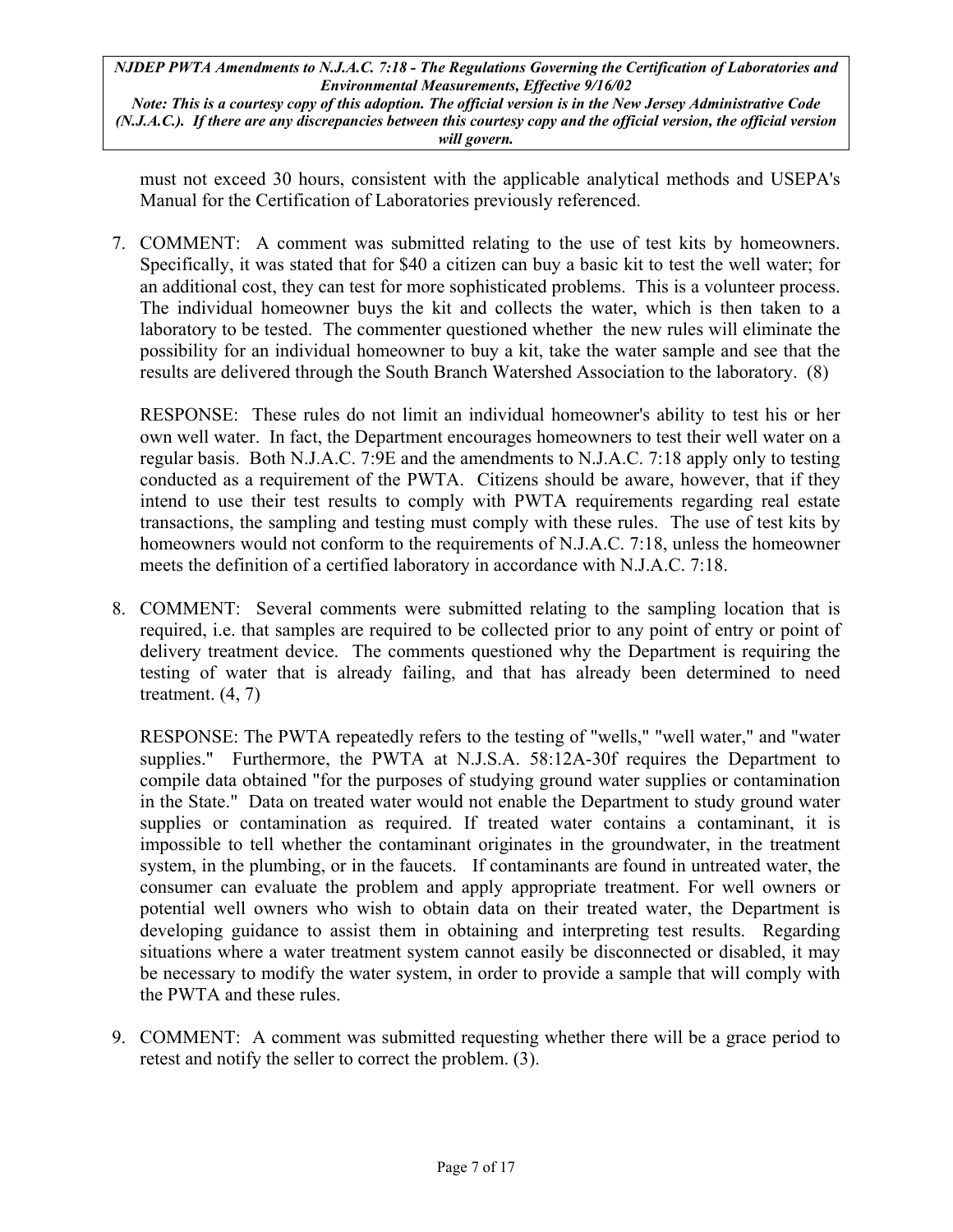must not exceed 30 hours, consistent with the applicable analytical methods and USEPA's Manual for the Certification of Laboratories previously referenced.

7. COMMENT: A comment was submitted relating to the use of test kits by homeowners. Specifically, it was stated that for $40 a citizen can buy a basic kit to test the well water; for an additional cost, they can test for more sophisticated problems. This is a volunteer process. The individual homeowner buys the kit and collects the water, which is then taken to a laboratory to be tested. The commenter questioned whether the new rules will eliminate the possibility for an individual homeowner to buy a kit, take the water sample and see that the results are delivered through the South Branch Watershed Association to the laboratory. (8)

   RESPONSE: These rules do not limit an individual homeowner's ability to test his or her own well water. In fact, the Department encourages homeowners to test their well water on a regular basis. Both N.J.A.C. 7:9E and the amendments to N.J.A.C. 7:18 apply only to testing conducted as a requirement of the PWTA. Citizens should be aware, however, that if they intend to use their test results to comply with PWTA requirements regarding real estate transactions, the sampling and testing must comply with these rules. The use of test kits by homeowners would not conform to the requirements of N.J.A.C. 7:18, unless the homeowner meets the definition of a certified laboratory in accordance with N.J.A.C. 7:18.

8. COMMENT: Several comments were submitted relating to the sampling location that is required, i.e. that samples are required to be collected prior to any point of entry or point of delivery treatment device. The comments questioned why the Department is requiring the testing of water that is already failing, and that has already been determined to need treatment. (4, 7)

   RESPONSE: The PWTA repeatedly refers to the testing of "wells," "well water," and "water supplies." Furthermore, the PWTA at N.J.S.A. 58:12A-30f requires the Department to compile data obtained "for the purposes of studying ground water supplies or contamination in the State." Data on treated water would not enable the Department to study ground water supplies or contamination as required. If treated water contains a contaminant, it is impossible to tell whether the contaminant originates in the groundwater, in the treatment system, in the plumbing, or in the faucets. If contaminants are found in untreated water, the consumer can evaluate the problem and apply appropriate treatment. For well owners or potential well owners who wish to obtain data on their treated water, the Department is developing guidance to assist them in obtaining and interpreting test results. Regarding situations where a water treatment system cannot easily be disconnected or disabled, it may be necessary to modify the water system, in order to provide a sample that will comply with the PWTA and these rules.

9. COMMENT: A comment was submitted requesting whether there will be a grace period to retest and notify the seller to correct the problem. (3).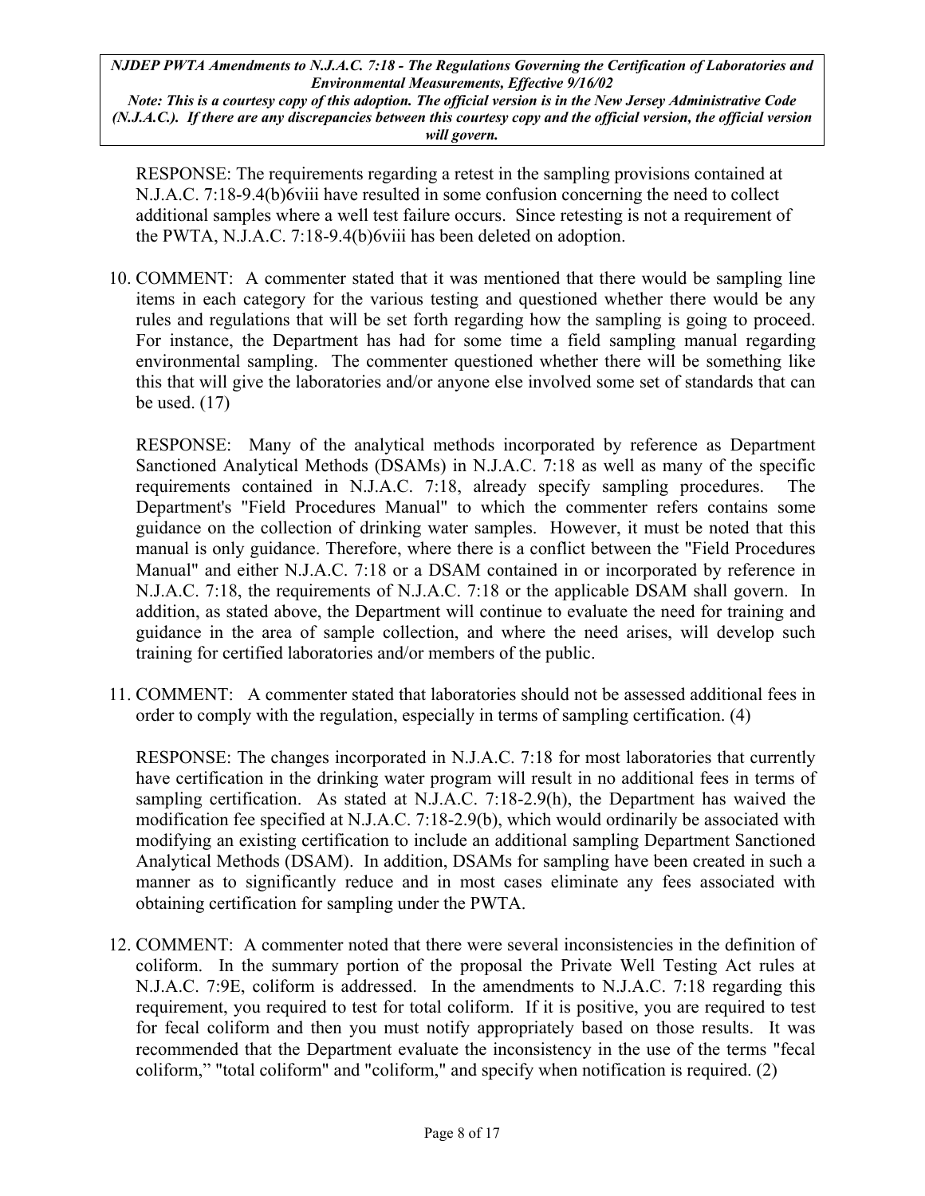RESPONSE: The requirements regarding a retest in the sampling provisions contained at N.J.A.C. 7:18-9.4(b)6viii have resulted in some confusion concerning the need to collect additional samples where a well test failure occurs. Since retesting is not a requirement of the PWTA, N.J.A.C. 7:18-9.4(b)6viii has been deleted on adoption.

10. COMMENT: A commenter stated that it was mentioned that there would be sampling line items in each category for the various testing and questioned whether there would be any rules and regulations that will be set forth regarding how the sampling is going to proceed. For instance, the Department has had for some time a field sampling manual regarding environmental sampling. The commenter questioned whether there will be something like this that will give the laboratories and/or anyone else involved some set of standards that can be used. (17)

    RESPONSE: Many of the analytical methods incorporated by reference as Department Sanctioned Analytical Methods (DSAMs) in N.J.A.C. 7:18 as well as many of the specific requirements contained in N.J.A.C. 7:18, already specify sampling procedures. The Department's "Field Procedures Manual" to which the commenter refers contains some guidance on the collection of drinking water samples. However, it must be noted that this manual is only guidance. Therefore, where there is a conflict between the "Field Procedures Manual" and either N.J.A.C. 7:18 or a DSAM contained in or incorporated by reference in N.J.A.C. 7:18, the requirements of N.J.A.C. 7:18 or the applicable DSAM shall govern. In addition, as stated above, the Department will continue to evaluate the need for training and guidance in the area of sample collection, and where the need arises, will develop such training for certified laboratories and/or members of the public.

11. COMMENT: A commenter stated that laboratories should not be assessed additional fees in order to comply with the regulation, especially in terms of sampling certification. (4)

    RESPONSE: The changes incorporated in N.J.A.C. 7:18 for most laboratories that currently have certification in the drinking water program will result in no additional fees in terms of sampling certification. As stated at N.J.A.C. 7:18-2.9(h), the Department has waived the modification fee specified at N.J.A.C. 7:18-2.9(b), which would ordinarily be associated with modifying an existing certification to include an additional sampling Department Sanctioned Analytical Methods (DSAM). In addition, DSAMs for sampling have been created in such a manner as to significantly reduce and in most cases eliminate any fees associated with obtaining certification for sampling under the PWTA.

12. COMMENT: A commenter noted that there were several inconsistencies in the definition of coliform. In the summary portion of the proposal the Private Well Testing Act rules at N.J.A.C. 7:9E, coliform is addressed. In the amendments to N.J.A.C. 7:18 regarding this requirement, you required to test for total coliform. If it is positive, you are required to test for fecal coliform and then you must notify appropriately based on those results. It was recommended that the Department evaluate the inconsistency in the use of the terms "fecal coliform," "total coliform" and "coliform," and specify when notification is required. (2)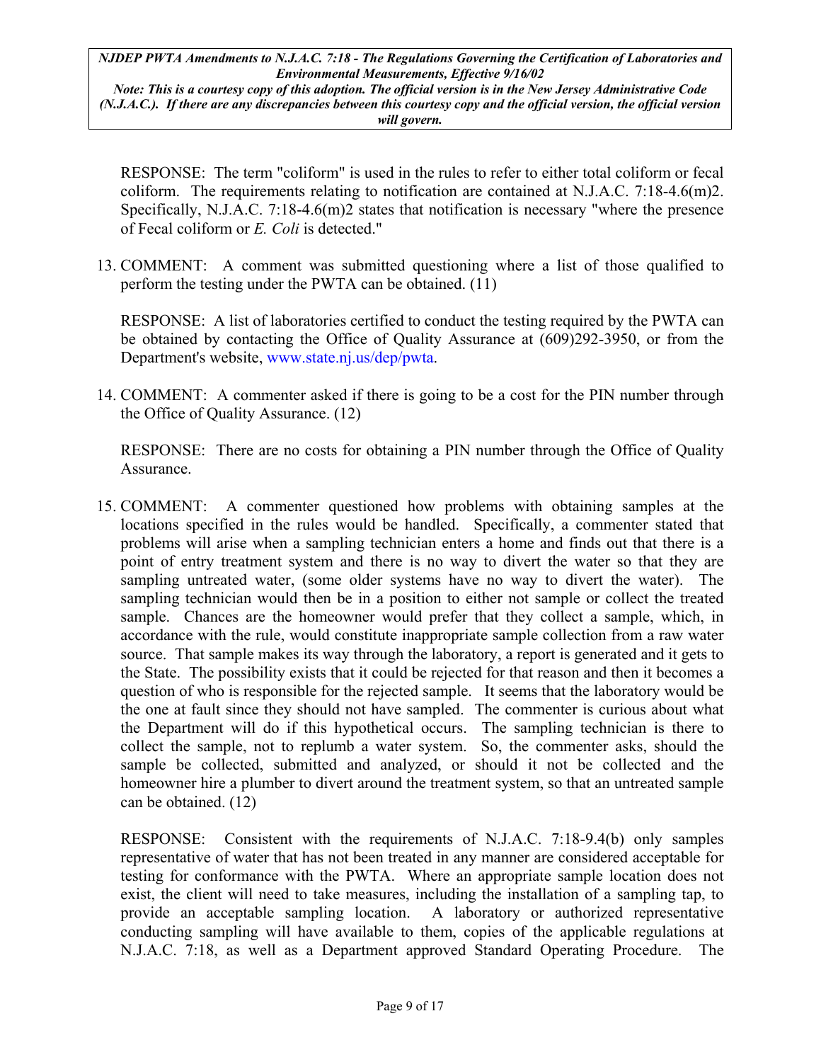RESPONSE: The term "coliform" is used in the rules to refer to either total coliform or fecal coliform. The requirements relating to notification are contained at N.J.A.C. 7:18-4.6(m)2. Specifically, N.J.A.C. 7:18-4.6(m)2 states that notification is necessary "where the presence of Fecal coliform or *E. Coli* is detected."

13. COMMENT: A comment was submitted questioning where a list of those qualified to perform the testing under the PWTA can be obtained. (11)

    RESPONSE: A list of laboratories certified to conduct the testing required by the PWTA can be obtained by contacting the Office of Quality Assurance at (609)292-3950, or from the Department's website, www.state.nj.us/dep/pwta.

14. COMMENT: A commenter asked if there is going to be a cost for the PIN number through the Office of Quality Assurance. (12)

    RESPONSE: There are no costs for obtaining a PIN number through the Office of Quality Assurance.

15. COMMENT: A commenter questioned how problems with obtaining samples at the locations specified in the rules would be handled. Specifically, a commenter stated that problems will arise when a sampling technician enters a home and finds out that there is a point of entry treatment system and there is no way to divert the water so that they are sampling untreated water, (some older systems have no way to divert the water). The sampling technician would then be in a position to either not sample or collect the treated sample. Chances are the homeowner would prefer that they collect a sample, which, in accordance with the rule, would constitute inappropriate sample collection from a raw water source. That sample makes its way through the laboratory, a report is generated and it gets to the State. The possibility exists that it could be rejected for that reason and then it becomes a question of who is responsible for the rejected sample. It seems that the laboratory would be the one at fault since they should not have sampled. The commenter is curious about what the Department will do if this hypothetical occurs. The sampling technician is there to collect the sample, not to replumb a water system. So, the commenter asks, should the sample be collected, submitted and analyzed, or should it not be collected and the homeowner hire a plumber to divert around the treatment system, so that an untreated sample can be obtained. (12)

    RESPONSE: Consistent with the requirements of N.J.A.C. 7:18-9.4(b) only samples representative of water that has not been treated in any manner are considered acceptable for testing for conformance with the PWTA. Where an appropriate sample location does not exist, the client will need to take measures, including the installation of a sampling tap, to provide an acceptable sampling location. A laboratory or authorized representative conducting sampling will have available to them, copies of the applicable regulations at N.J.A.C. 7:18, as well as a Department approved Standard Operating Procedure. The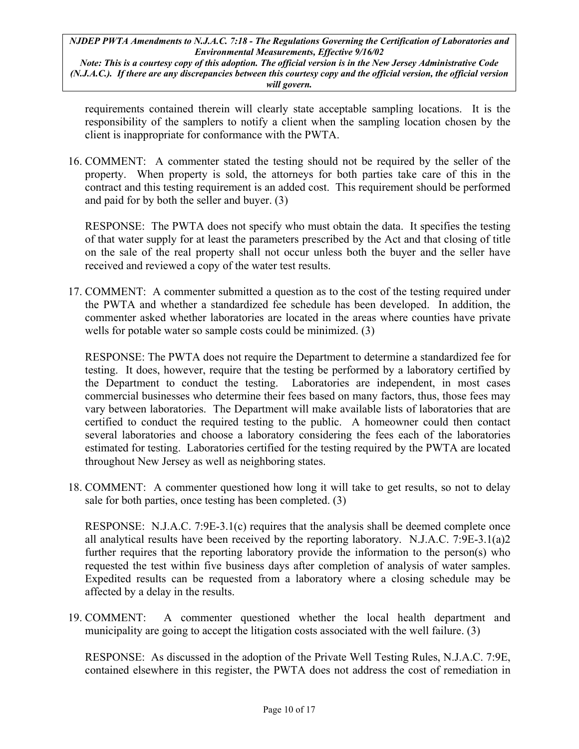requirements contained therein will clearly state acceptable sampling locations. It is the responsibility of the samplers to notify a client when the sampling location chosen by the client is inappropriate for conformance with the PWTA.

16. COMMENT: A commenter stated the testing should not be required by the seller of the property. When property is sold, the attorneys for both parties take care of this in the contract and this testing requirement is an added cost. This requirement should be performed and paid for by both the seller and buyer. (3)

    RESPONSE: The PWTA does not specify who must obtain the data. It specifies the testing of that water supply for at least the parameters prescribed by the Act and that closing of title on the sale of the real property shall not occur unless both the buyer and the seller have received and reviewed a copy of the water test results.

17. COMMENT: A commenter submitted a question as to the cost of the testing required under the PWTA and whether a standardized fee schedule has been developed. In addition, the commenter asked whether laboratories are located in the areas where counties have private wells for potable water so sample costs could be minimized. (3)

    RESPONSE: The PWTA does not require the Department to determine a standardized fee for testing. It does, however, require that the testing be performed by a laboratory certified by the Department to conduct the testing. Laboratories are independent, in most cases commercial businesses who determine their fees based on many factors, thus, those fees may vary between laboratories. The Department will make available lists of laboratories that are certified to conduct the required testing to the public. A homeowner could then contact several laboratories and choose a laboratory considering the fees each of the laboratories estimated for testing. Laboratories certified for the testing required by the PWTA are located throughout New Jersey as well as neighboring states.

18. COMMENT: A commenter questioned how long it will take to get results, so not to delay sale for both parties, once testing has been completed. (3)

    RESPONSE: N.J.A.C. 7:9E-3.1(c) requires that the analysis shall be deemed complete once all analytical results have been received by the reporting laboratory. N.J.A.C. 7:9E-3.1(a)2 further requires that the reporting laboratory provide the information to the person(s) who requested the test within five business days after completion of analysis of water samples. Expedited results can be requested from a laboratory where a closing schedule may be affected by a delay in the results.

19. COMMENT: A commenter questioned whether the local health department and municipality are going to accept the litigation costs associated with the well failure. (3)

    RESPONSE: As discussed in the adoption of the Private Well Testing Rules, N.J.A.C. 7:9E, contained elsewhere in this register, the PWTA does not address the cost of remediation in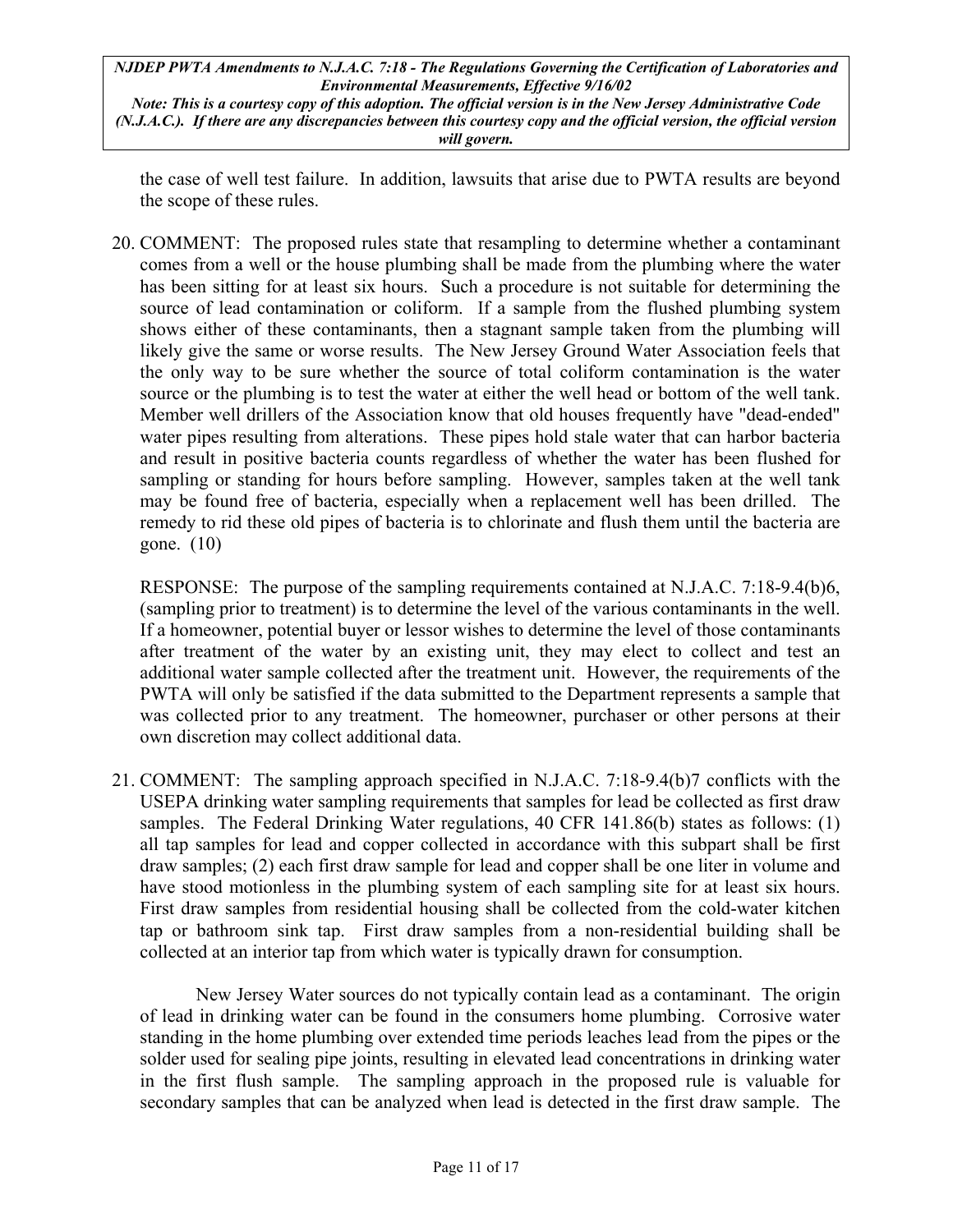the case of well test failure. In addition, lawsuits that arise due to PWTA results are beyond the scope of these rules.

20. COMMENT: The proposed rules state that resampling to determine whether a contaminant comes from a well or the house plumbing shall be made from the plumbing where the water has been sitting for at least six hours. Such a procedure is not suitable for determining the source of lead contamination or coliform. If a sample from the flushed plumbing system shows either of these contaminants, then a stagnant sample taken from the plumbing will likely give the same or worse results. The New Jersey Ground Water Association feels that the only way to be sure whether the source of total coliform contamination is the water source or the plumbing is to test the water at either the well head or bottom of the well tank. Member well drillers of the Association know that old houses frequently have "dead-ended" water pipes resulting from alterations. These pipes hold stale water that can harbor bacteria and result in positive bacteria counts regardless of whether the water has been flushed for sampling or standing for hours before sampling. However, samples taken at the well tank may be found free of bacteria, especially when a replacement well has been drilled. The remedy to rid these old pipes of bacteria is to chlorinate and flush them until the bacteria are gone. (10)

    RESPONSE: The purpose of the sampling requirements contained at N.J.A.C. 7:18-9.4(b)6, (sampling prior to treatment) is to determine the level of the various contaminants in the well. If a homeowner, potential buyer or lessor wishes to determine the level of those contaminants after treatment of the water by an existing unit, they may elect to collect and test an additional water sample collected after the treatment unit. However, the requirements of the PWTA will only be satisfied if the data submitted to the Department represents a sample that was collected prior to any treatment. The homeowner, purchaser or other persons at their own discretion may collect additional data.

21. COMMENT: The sampling approach specified in N.J.A.C. 7:18-9.4(b)7 conflicts with the USEPA drinking water sampling requirements that samples for lead be collected as first draw samples. The Federal Drinking Water regulations, 40 CFR 141.86(b) states as follows: (1) all tap samples for lead and copper collected in accordance with this subpart shall be first draw samples; (2) each first draw sample for lead and copper shall be one liter in volume and have stood motionless in the plumbing system of each sampling site for at least six hours. First draw samples from residential housing shall be collected from the cold-water kitchen tap or bathroom sink tap. First draw samples from a non-residential building shall be collected at an interior tap from which water is typically drawn for consumption.

    New Jersey Water sources do not typically contain lead as a contaminant. The origin of lead in drinking water can be found in the consumers home plumbing. Corrosive water standing in the home plumbing over extended time periods leaches lead from the pipes or the solder used for sealing pipe joints, resulting in elevated lead concentrations in drinking water in the first flush sample. The sampling approach in the proposed rule is valuable for secondary samples that can be analyzed when lead is detected in the first draw sample. The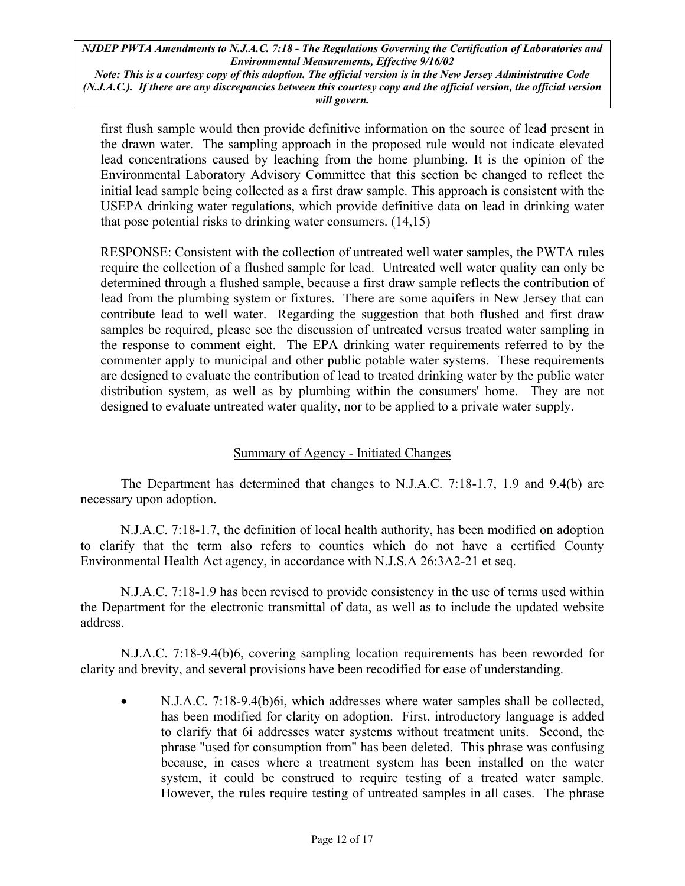first flush sample would then provide definitive information on the source of lead present in the drawn water. The sampling approach in the proposed rule would not indicate elevated lead concentrations caused by leaching from the home plumbing. It is the opinion of the Environmental Laboratory Advisory Committee that this section be changed to reflect the initial lead sample being collected as a first draw sample. This approach is consistent with the USEPA drinking water regulations, which provide definitive data on lead in drinking water that pose potential risks to drinking water consumers. (14,15)

RESPONSE: Consistent with the collection of untreated well water samples, the PWTA rules require the collection of a flushed sample for lead. Untreated well water quality can only be determined through a flushed sample, because a first draw sample reflects the contribution of lead from the plumbing system or fixtures. There are some aquifers in New Jersey that can contribute lead to well water. Regarding the suggestion that both flushed and first draw samples be required, please see the discussion of untreated versus treated water sampling in the response to comment eight. The EPA drinking water requirements referred to by the commenter apply to municipal and other public potable water systems. These requirements are designed to evaluate the contribution of lead to treated drinking water by the public water distribution system, as well as by plumbing within the consumers' home. They are not designed to evaluate untreated water quality, nor to be applied to a private water supply.

## Summary of Agency - Initiated Changes

The Department has determined that changes to N.J.A.C. 7:18-1.7, 1.9 and 9.4(b) are necessary upon adoption.

N.J.A.C. 7:18-1.7, the definition of local health authority, has been modified on adoption to clarify that the term also refers to counties which do not have a certified County Environmental Health Act agency, in accordance with N.J.S.A 26:3A2-21 et seq.

N.J.A.C. 7:18-1.9 has been revised to provide consistency in the use of terms used within the Department for the electronic transmittal of data, as well as to include the updated website address.

N.J.A.C. 7:18-9.4(b)6, covering sampling location requirements has been reworded for clarity and brevity, and several provisions have been recodified for ease of understanding.

- N.J.A.C. 7:18-9.4(b)6i, which addresses where water samples shall be collected, has been modified for clarity on adoption. First, introductory language is added to clarify that 6i addresses water systems without treatment units. Second, the phrase "used for consumption from" has been deleted. This phrase was confusing because, in cases where a treatment system has been installed on the water system, it could be construed to require testing of a treated water sample. However, the rules require testing of untreated samples in all cases. The phrase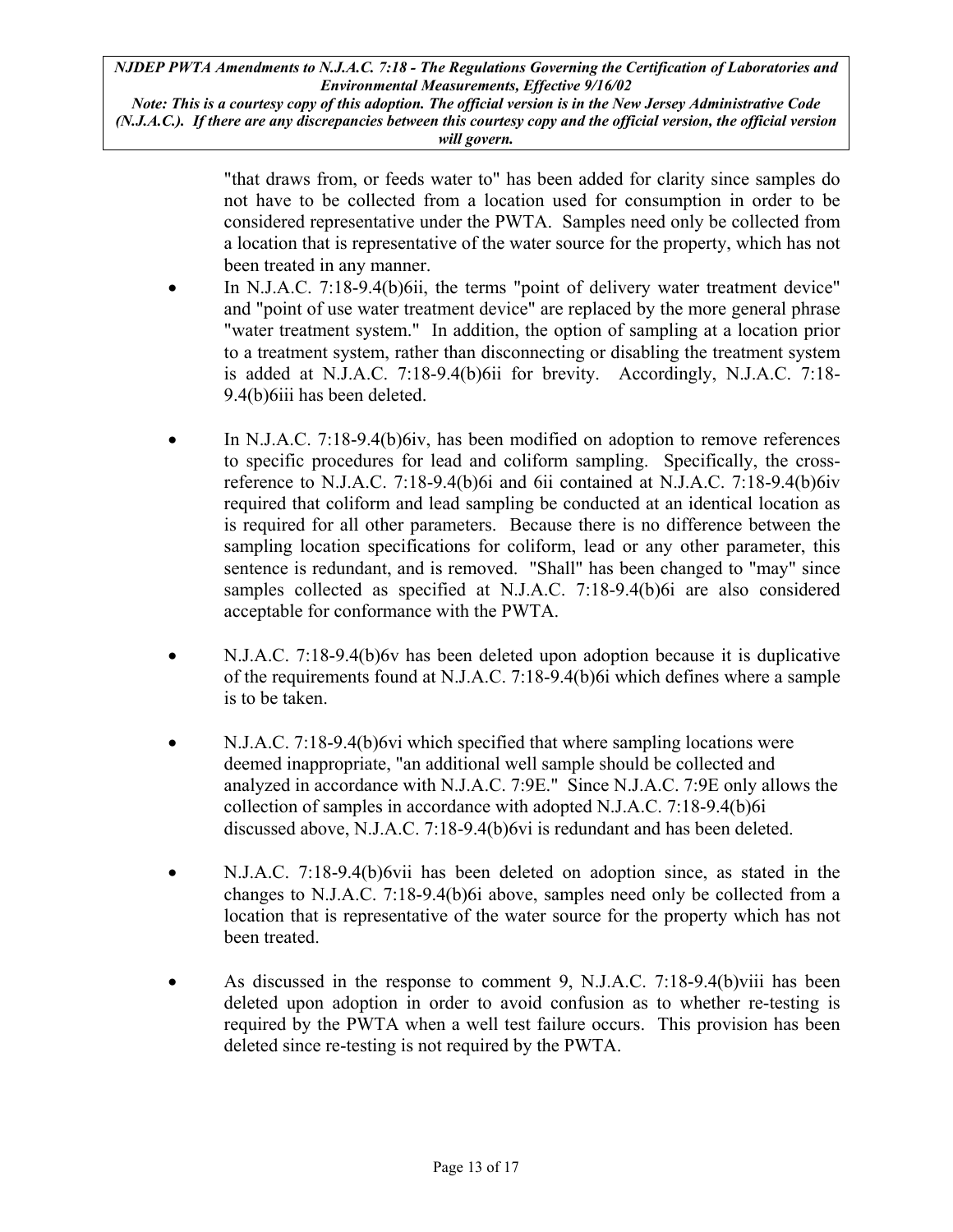"that draws from, or feeds water to" has been added for clarity since samples do not have to be collected from a location used for consumption in order to be considered representative under the PWTA. Samples need only be collected from a location that is representative of the water source for the property, which has not been treated in any manner.

- In N.J.A.C. 7:18-9.4(b)6ii, the terms "point of delivery water treatment device" and "point of use water treatment device" are replaced by the more general phrase "water treatment system." In addition, the option of sampling at a location prior to a treatment system, rather than disconnecting or disabling the treatment system is added at N.J.A.C. 7:18-9.4(b)6ii for brevity. Accordingly, N.J.A.C. 7:18-9.4(b)6iii has been deleted.

- In N.J.A.C. 7:18-9.4(b)6iv, has been modified on adoption to remove references to specific procedures for lead and coliform sampling. Specifically, the cross-reference to N.J.A.C. 7:18-9.4(b)6i and 6ii contained at N.J.A.C. 7:18-9.4(b)6iv required that coliform and lead sampling be conducted at an identical location as is required for all other parameters. Because there is no difference between the sampling location specifications for coliform, lead or any other parameter, this sentence is redundant, and is removed. "Shall" has been changed to "may" since samples collected as specified at N.J.A.C. 7:18-9.4(b)6i are also considered acceptable for conformance with the PWTA.

- N.J.A.C. 7:18-9.4(b)6v has been deleted upon adoption because it is duplicative of the requirements found at N.J.A.C. 7:18-9.4(b)6i which defines where a sample is to be taken.

- N.J.A.C. 7:18-9.4(b)6vi which specified that where sampling locations were deemed inappropriate, "an additional well sample should be collected and analyzed in accordance with N.J.A.C. 7:9E." Since N.J.A.C. 7:9E only allows the collection of samples in accordance with adopted N.J.A.C. 7:18-9.4(b)6i discussed above, N.J.A.C. 7:18-9.4(b)6vi is redundant and has been deleted.

- N.J.A.C. 7:18-9.4(b)6vii has been deleted on adoption since, as stated in the changes to N.J.A.C. 7:18-9.4(b)6i above, samples need only be collected from a location that is representative of the water source for the property which has not been treated.

- As discussed in the response to comment 9, N.J.A.C. 7:18-9.4(b)viii has been deleted upon adoption in order to avoid confusion as to whether re-testing is required by the PWTA when a well test failure occurs. This provision has been deleted since re-testing is not required by the PWTA.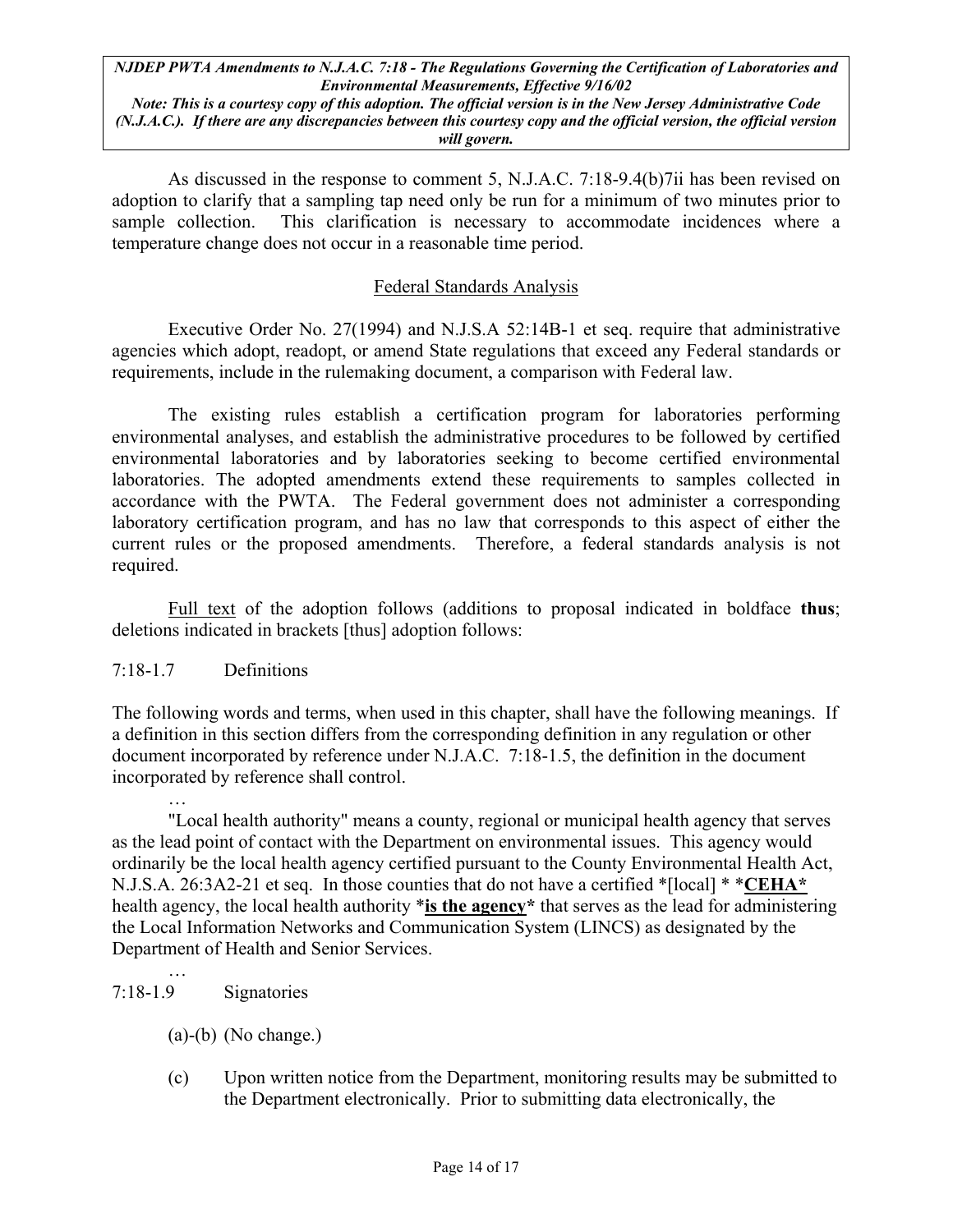As discussed in the response to comment 5, N.J.A.C. 7:18-9.4(b)7ii has been revised on adoption to clarify that a sampling tap need only be run for a minimum of two minutes prior to sample collection. This clarification is necessary to accommodate incidences where a temperature change does not occur in a reasonable time period.

## Federal Standards Analysis

Executive Order No. 27(1994) and N.J.S.A 52:14B-1 et seq. require that administrative agencies which adopt, readopt, or amend State regulations that exceed any Federal standards or requirements, include in the rulemaking document, a comparison with Federal law.

The existing rules establish a certification program for laboratories performing environmental analyses, and establish the administrative procedures to be followed by certified environmental laboratories and by laboratories seeking to become certified environmental laboratories. The adopted amendments extend these requirements to samples collected in accordance with the PWTA. The Federal government does not administer a corresponding laboratory certification program, and has no law that corresponds to this aspect of either the current rules or the proposed amendments. Therefore, a federal standards analysis is not required.

Full text of the adoption follows (additions to proposal indicated in boldface **thus**; deletions indicated in brackets [thus] adoption follows:

7:18-1.7 Definitions

The following words and terms, when used in this chapter, shall have the following meanings. If a definition in this section differs from the corresponding definition in any regulation or other document incorporated by reference under N.J.A.C. 7:18-1.5, the definition in the document incorporated by reference shall control.

…

"Local health authority" means a county, regional or municipal health agency that serves as the lead point of contact with the Department on environmental issues. This agency would ordinarily be the local health agency certified pursuant to the County Environmental Health Act, N.J.S.A. 26:3A2-21 et seq. In those counties that do not have a certified *[local] * ***CEHA*** health agency, the local health authority ***is the agency*** that serves as the lead for administering the Local Information Networks and Communication System (LINCS) as designated by the Department of Health and Senior Services.

…

7:18-1.9 Signatories

(a)-(b) (No change.)

(c) Upon written notice from the Department, monitoring results may be submitted to the Department electronically. Prior to submitting data electronically, the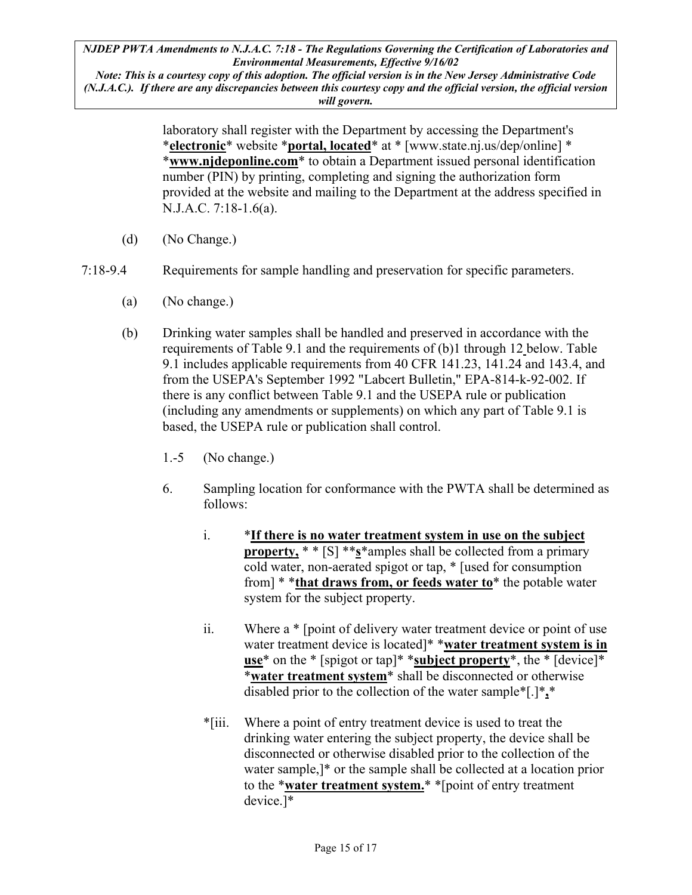laboratory shall register with the Department by accessing the Department's ***electronic*** website ***portal, located*** at * [www.state.nj.us/dep/online] * ***www.njdeponline.com*** to obtain a Department issued personal identification number (PIN) by printing, completing and signing the authorization form provided at the website and mailing to the Department at the address specified in N.J.A.C. 7:18-1.6(a).

(d) (No Change.)

7:18-9.4 Requirements for sample handling and preservation for specific parameters.

(a) (No change.)

(b) Drinking water samples shall be handled and preserved in accordance with the requirements of Table 9.1 and the requirements of (b)1 through 12 below. Table 9.1 includes applicable requirements from 40 CFR 141.23, 141.24 and 143.4, and from the USEPA's September 1992 "Labcert Bulletin," EPA-814-k-92-002. If there is any conflict between Table 9.1 and the USEPA rule or publication (including any amendments or supplements) on which any part of Table 9.1 is based, the USEPA rule or publication shall control.

1.-5 (No change.)

6. Sampling location for conformance with the PWTA shall be determined as follows:

i. ***If there is no water treatment system in use on the subject property,*** * [S] ***s***amples shall be collected from a primary cold water, non-aerated spigot or tap, * [used for consumption from] * ***that draws from, or feeds water to*** the potable water system for the subject property.

ii. Where a * [point of delivery water treatment device or point of use water treatment device is located]* ***water treatment system is in use*** on the * [spigot or tap]* ***subject property***, the * [device]* ***water treatment system*** shall be disconnected or otherwise disabled prior to the collection of the water sample*[.]***,***

*[iii. Where a point of entry treatment device is used to treat the drinking water entering the subject device property, the device shall be disconnected or otherwise disabled prior to the collection of the water sample,]* or the sample shall be collected at a location prior to the ***water treatment system.*** *[point of entry treatment device.]*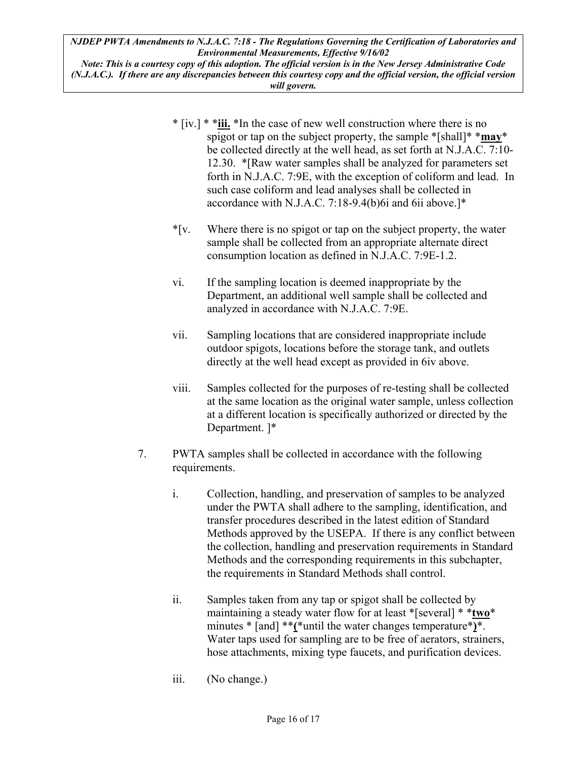* [iv.] * ***iii.** *In the case of new well construction where there is no spigot or tap on the subject property, the sample *[shall]* ***may*** be collected directly at the well head, as set forth at N.J.A.C. 7:10-12.30. *[Raw water samples shall be analyzed for parameters set forth in N.J.A.C. 7:9E, with the exception of coliform and lead. In such case coliform and lead analyses shall be collected in accordance with N.J.A.C. 7:18-9.4(b)6i and 6ii above.]*

*[v. Where there is no spigot or tap on the subject property, the water sample shall be collected from an appropriate alternate direct consumption location as defined in N.J.A.C. 7:9E-1.2.

vi. If the sampling location is deemed inappropriate by the Department, an additional well sample shall be collected and analyzed in accordance with N.J.A.C. 7:9E.

vii. Sampling locations that are considered inappropriate include outdoor spigots, locations before the storage tank, and outlets directly at the well head except as provided in 6iv above.

viii. Samples collected for the purposes of re-testing shall be collected at the same location as the original water sample, unless collection at a different location is specifically authorized or directed by the Department. ]*

7. PWTA samples shall be collected in accordance with the following requirements.

   i. Collection, handling, and preservation of samples to be analyzed under the PWTA shall adhere to the sampling, identification, and transfer procedures described in the latest edition of Standard Methods approved by the USEPA. If there is any conflict between the collection, handling and preservation requirements in Standard Methods and the corresponding requirements in this subchapter, the requirements in Standard Methods shall control.

   ii. Samples taken from any tap or spigot shall be collected by maintaining a steady water flow for at least *[several] * ***two*** minutes * [and] ****(***until the water changes temperature*__)__*. Water taps used for sampling are to be free of aerators, strainers, hose attachments, mixing type faucets, and purification devices.

   iii. (No change.)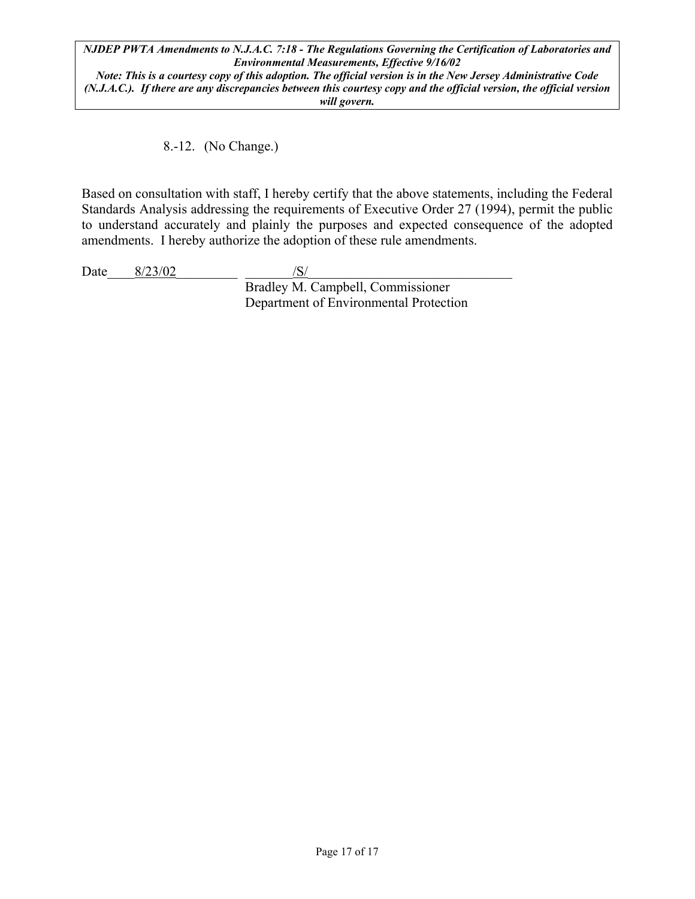8.-12. (No Change.)

Based on consultation with staff, I hereby certify that the above statements, including the Federal Standards Analysis addressing the requirements of Executive Order 27 (1994), permit the public to understand accurately and plainly the purposes and expected consequence of the adopted amendments. I hereby authorize the adoption of these rule amendments.

Date 8/23/02 /S/

Bradley M. Campbell, Commissioner
Department of Environmental Protection